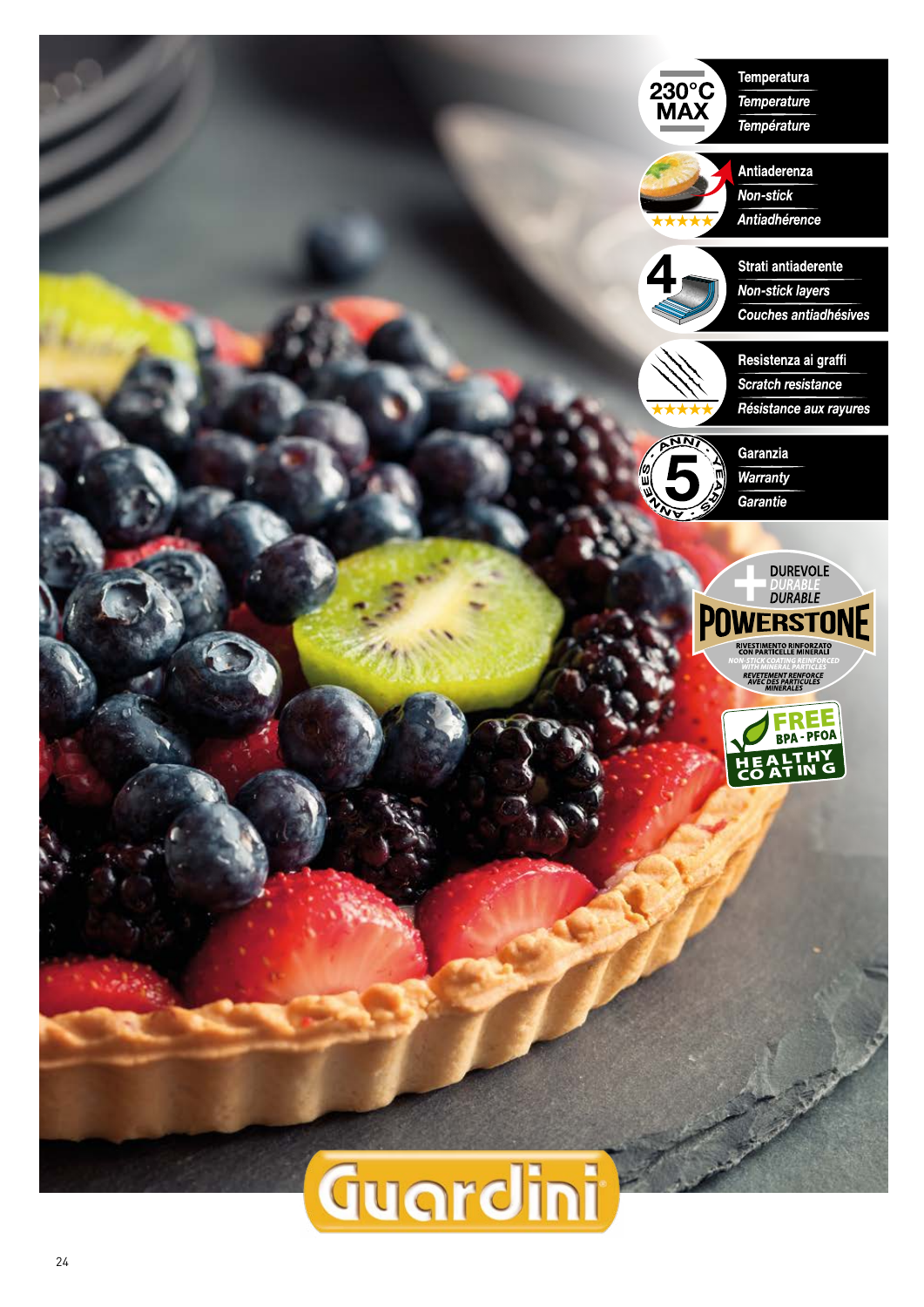230°C MAX

Temperatura
*Temperature*
*Température*

Antiaderenza
*Non-stick*
*Antiadhérence*

4

Strati antiaderente
*Non-stick layers*
*Couches antiadhésives*

Resistenza ai graffi
*Scratch resistance*
*Résistance aux rayures*

5 ANNI · YEARS · ANNEES

Garanzia
*Warranty*
*Garantie*

DUREVOLE
*DURABLE*
*DURABLE*

**POWERSTONE**

RIVESTIMENTO RINFORZATO CON PARTICELLE MINERALI
*NON-STICK COATING REINFORCED WITH MINERAL PARTICLES*
*REVETEMENT RENFORCE AVEC DES PARTICULES MINERALES*

FREE BPA - PFOA
HEALTHY COATING

Guardini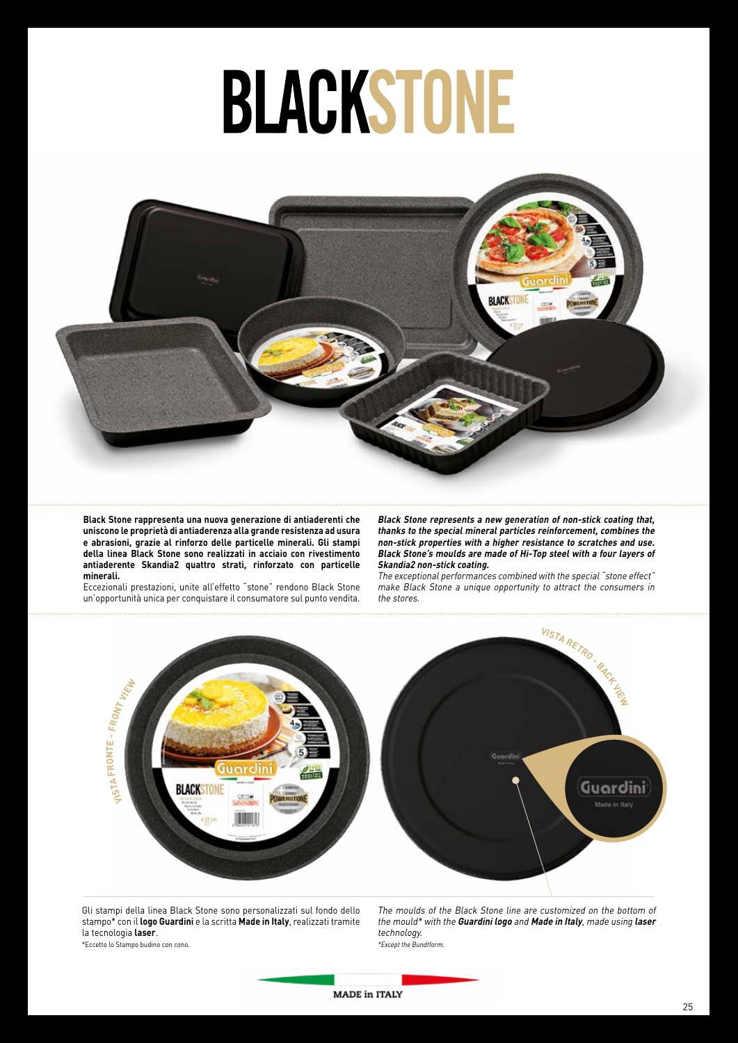# BLACKSTONE

**Black Stone rappresenta una nuova generazione di antiaderenti che uniscono le proprietà di antiaderenza alla grande resistenza ad usura e abrasioni, grazie al rinforzo delle particelle minerali. Gli stampi della linea Black Stone sono realizzati in acciaio con rivestimento antiaderente Skandia2 quattro strati, rinforzato con particelle minerali.**

Eccezionali prestazioni, unite all'effetto "stone" rendono Black Stone un'opportunità unica per conquistare il consumatore sul punto vendita.

***Black Stone represents a new generation of non-stick coating that, thanks to the special mineral particles reinforcement, combines the non-stick properties with a higher resistance to scratches and use. Black Stone's moulds are made of Hi-Top steel with a four layers of Skandia2 non-stick coating.***

*The exceptional performances combined with the special "stone effect" make Black Stone a unique opportunity to attract the consumers in the stores.*

VISTA FRONTE - FRONT VIEW

VISTA RETRO - BACK VIEW

Gli stampi della linea Black Stone sono personalizzati sul fondo dello stampo* con il **logo Guardini** e la scritta **Made in Italy**, realizzati tramite la tecnologia **laser**.

*Eccetto lo Stampo budino con cono.

*The moulds of the Black Stone line are customized on the bottom of the mould* with the **Guardini logo** and **Made in Italy**, made using **laser** technology.*

**Except the Bundtform.*

MADE in ITALY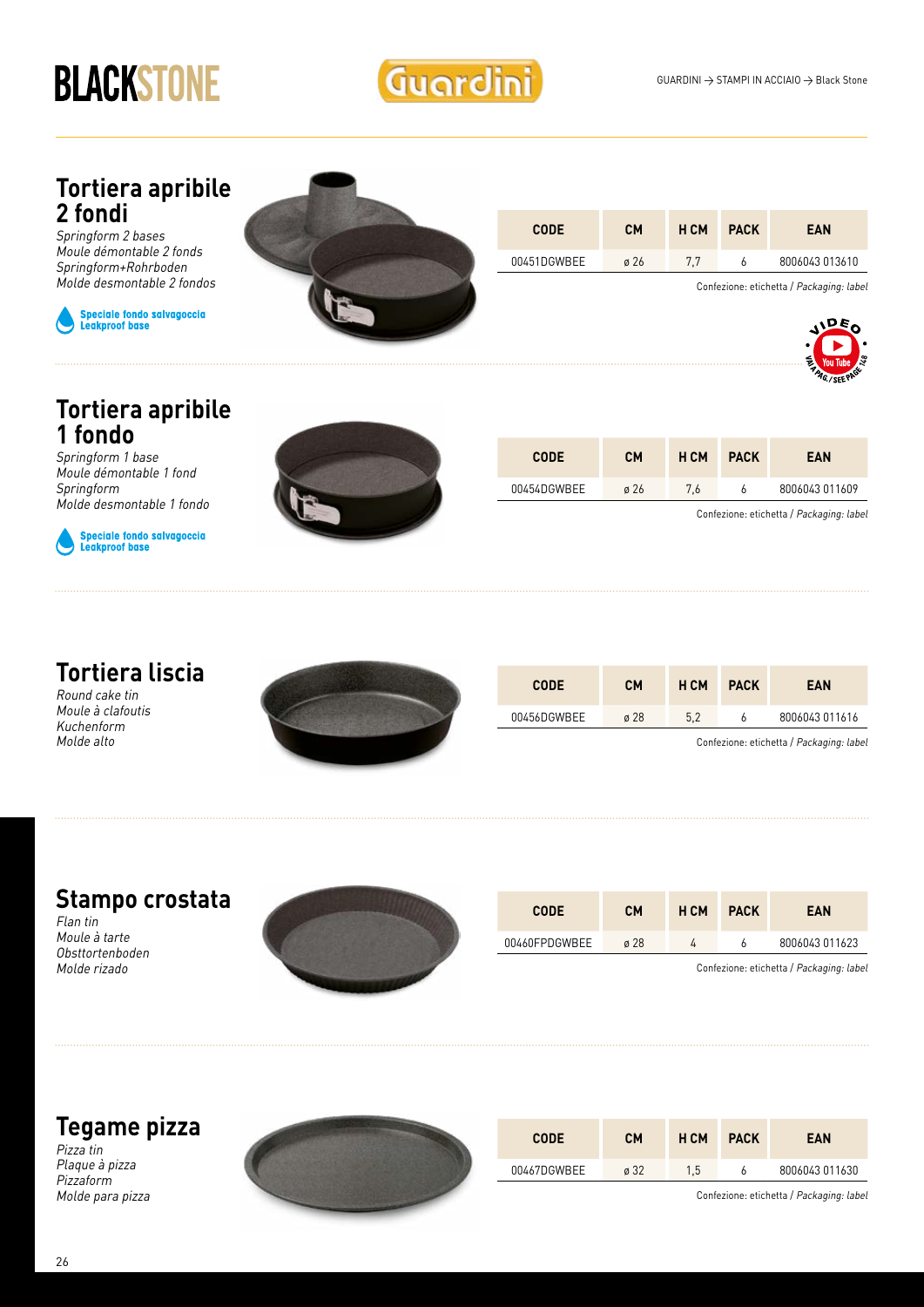# BLACKSTONE

Guardini

GUARDINI → STAMPI IN ACCIAIO → Black Stone

## Tortiera apribile 2 fondi

*Springform 2 bases*
*Moule démontable 2 fonds*
*Springform+Rohrboden*
*Molde desmontable 2 fondos*

**Speciale fondo salvagoccia**
**Leakproof base**

| CODE | CM | H CM | PACK | EAN |
|---|---|---|---|---|
| 00451DGWBEE | ø 26 | 7,7 | 6 | 8006043 013610 |

Confezione: etichetta / *Packaging: label*

VIDEO — You Tube — VAI A PAG. / SEE PAGE 148

## Tortiera apribile 1 fondo

*Springform 1 base*
*Moule démontable 1 fond*
*Springform*
*Molde desmontable 1 fondo*

**Speciale fondo salvagoccia**
**Leakproof base**

| CODE | CM | H CM | PACK | EAN |
|---|---|---|---|---|
| 00454DGWBEE | ø 26 | 7,6 | 6 | 8006043 011609 |

Confezione: etichetta / *Packaging: label*

## Tortiera liscia

*Round cake tin*
*Moule à clafoutis*
*Kuchenform*
*Molde alto*

| CODE | CM | H CM | PACK | EAN |
|---|---|---|---|---|
| 00456DGWBEE | ø 28 | 5,2 | 6 | 8006043 011616 |

Confezione: etichetta / *Packaging: label*

## Stampo crostata

*Flan tin*
*Moule à tarte*
*Obsttortenboden*
*Molde rizado*

| CODE | CM | H CM | PACK | EAN |
|---|---|---|---|---|
| 00460FPDGWBEE | ø 28 | 4 | 6 | 8006043 011623 |

Confezione: etichetta / *Packaging: label*

## Tegame pizza

*Pizza tin*
*Plaque à pizza*
*Pizzaform*
*Molde para pizza*

| CODE | CM | H CM | PACK | EAN |
|---|---|---|---|---|
| 00467DGWBEE | ø 32 | 1,5 | 6 | 8006043 011630 |

Confezione: etichetta / *Packaging: label*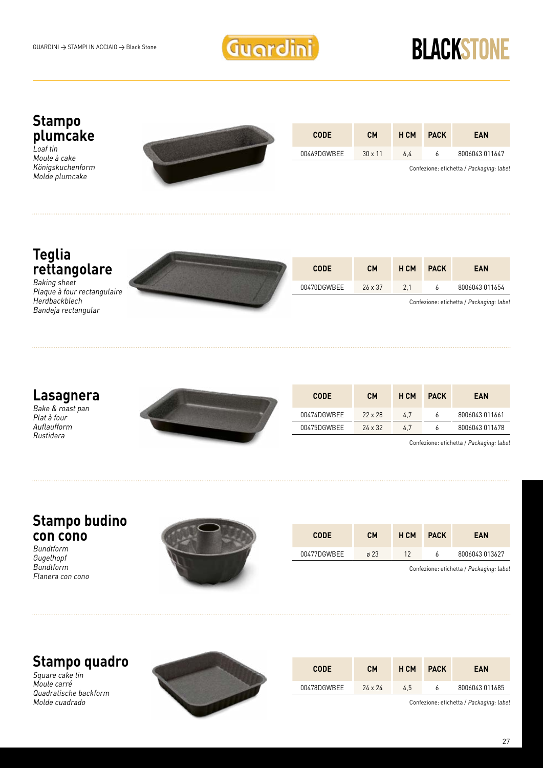GUARDINI → STAMPI IN ACCIAIO → Black Stone

# BLACKSTONE

## Stampo plumcake

*Loaf tin*
*Moule à cake*
*Königskuchenform*
*Molde plumcake*

| CODE | CM | H CM | PACK | EAN |
|---|---|---|---|---|
| 00469DGWBEE | 30 x 11 | 6,4 | 6 | 8006043 011647 |

Confezione: etichetta / *Packaging: label*

## Teglia rettangolare

*Baking sheet*
*Plaque à four rectangulaire*
*Herdbackblech*
*Bandeja rectangular*

| CODE | CM | H CM | PACK | EAN |
|---|---|---|---|---|
| 00470DGWBEE | 26 x 37 | 2,1 | 6 | 8006043 011654 |

Confezione: etichetta / *Packaging: label*

## Lasagnera

*Bake & roast pan*
*Plat à four*
*Auflaufform*
*Rustidera*

| CODE | CM | H CM | PACK | EAN |
|---|---|---|---|---|
| 00474DGWBEE | 22 x 28 | 4,7 | 6 | 8006043 011661 |
| 00475DGWBEE | 24 x 32 | 4,7 | 6 | 8006043 011678 |

Confezione: etichetta / *Packaging: label*

## Stampo budino con cono

*Bundtform*
*Gugelhopf*
*Bundtform*
*Flanera con cono*

| CODE | CM | H CM | PACK | EAN |
|---|---|---|---|---|
| 00477DGWBEE | ø 23 | 12 | 6 | 8006043 013627 |

Confezione: etichetta / *Packaging: label*

## Stampo quadro

*Square cake tin*
*Moule carré*
*Quadratische backform*
*Molde cuadrado*

| CODE | CM | H CM | PACK | EAN |
|---|---|---|---|---|
| 00478DGWBEE | 24 x 24 | 4,5 | 6 | 8006043 011685 |

Confezione: etichetta / *Packaging: label*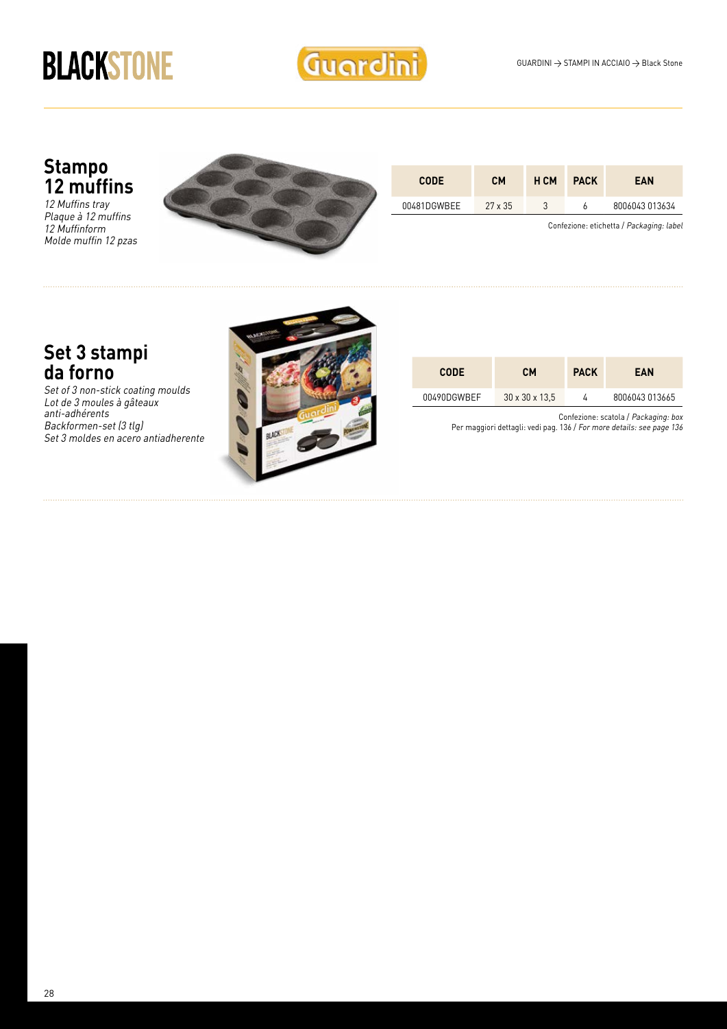# BLACKSTONE

GUARDINI → STAMPI IN ACCIAIO → Black Stone

## Stampo 12 muffins

*12 Muffins tray*
*Plaque à 12 muffins*
*12 Muffinform*
*Molde muffin 12 pzas*

| CODE | CM | H CM | PACK | EAN |
|---|---|---|---|---|
| 00481DGWBEE | 27 x 35 | 3 | 6 | 8006043 013634 |

Confezione: etichetta / *Packaging: label*

## Set 3 stampi da forno

*Set of 3 non-stick coating moulds*
*Lot de 3 moules à gâteaux anti-adhérents*
*Backformen-set (3 tlg)*
*Set 3 moldes en acero antiadherente*

| CODE | CM | PACK | EAN |
|---|---|---|---|
| 00490DGWBEF | 30 x 30 x 13,5 | 4 | 8006043 013665 |

Confezione: scatola / *Packaging: box*
Per maggiori dettagli: vedi pag. 136 / *For more details: see page 136*